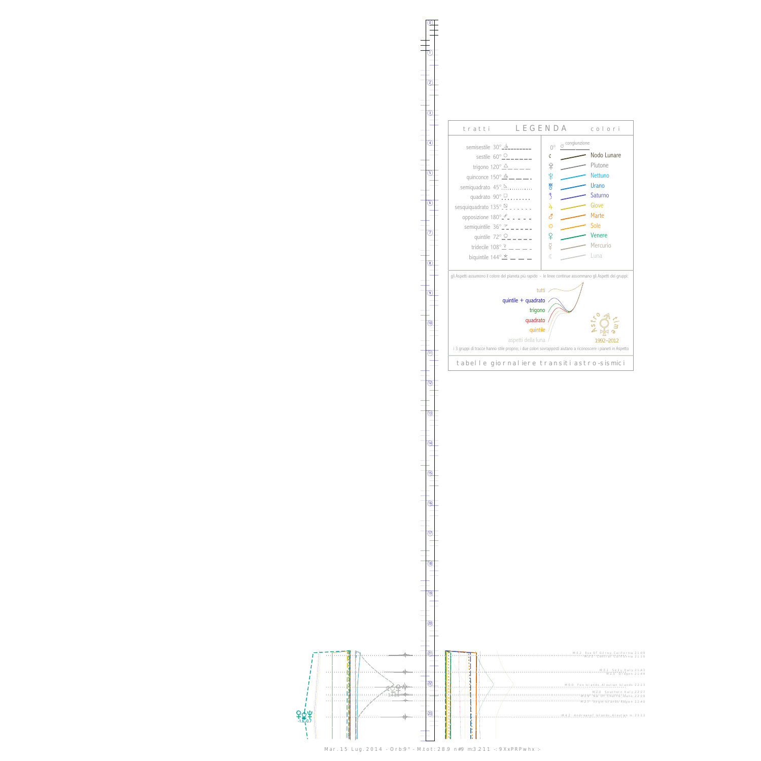tratti **LEGENDA** colori

| tratti | | colori | |
|---|---|---|---|
| semisestile 30° | | 0° congiunzione | |
| sestile 60° | | ☊ | Nodo Lunare |
| trigono 120° | | ♇ | Plutone |
| quinconce 150° | | ♆ | Nettuno |
| semiquadrato 45° | | ♅ | Urano |
| quadrato 90° | | ♄ | Saturno |
| sesquiquadrato 135° | | ♃ | Giove |
| opposizione 180° | | ♂ | Marte |
| semiquintile 36° | | ☉ | Sole |
| quintile 72° | | ♀ | Venere |
| tridecile 108° | | ☿ | Mercurio |
| biquintile 144° | | ☾ | Luna |

gli Aspetti assumono il colore del pianeta più rapido - le linee continue assommano gli Aspetti dei gruppi:

- tutti
- quintile + quadrato
- trigono
- quadrato
- quintile
- aspetti della luna

Astro time 1992–2012

i 3 gruppi di tracce hanno stile proprio; i due colori sovrapposti aiutano a riconoscere i pianeti in Aspetto

tabelle giornaliere transiti astro-sismici

M:3.2 Ese Of Gilroy, California 21:09
M:3.2 Central California 21:10
M:3.1 Sicily, Italy 21:43
M:2.5 Oregon 21:44
M:5.0 Fox Islands, Aleutian Islands 22:13
M:2.0 Southern Italy 22:27
M:2.5 Hawaii, Hawaii 22:29
M:2.7 Virgin Islands Region 22:40
M:4.2 Andreanof Islands, Aleutian Is. 23:13

-1.6 -0.7

Mar. 15 Lug. 2014 - Orb:9° - M.tot: 28.9 n#9 m:3.211 -: 9XxPRPwhx :-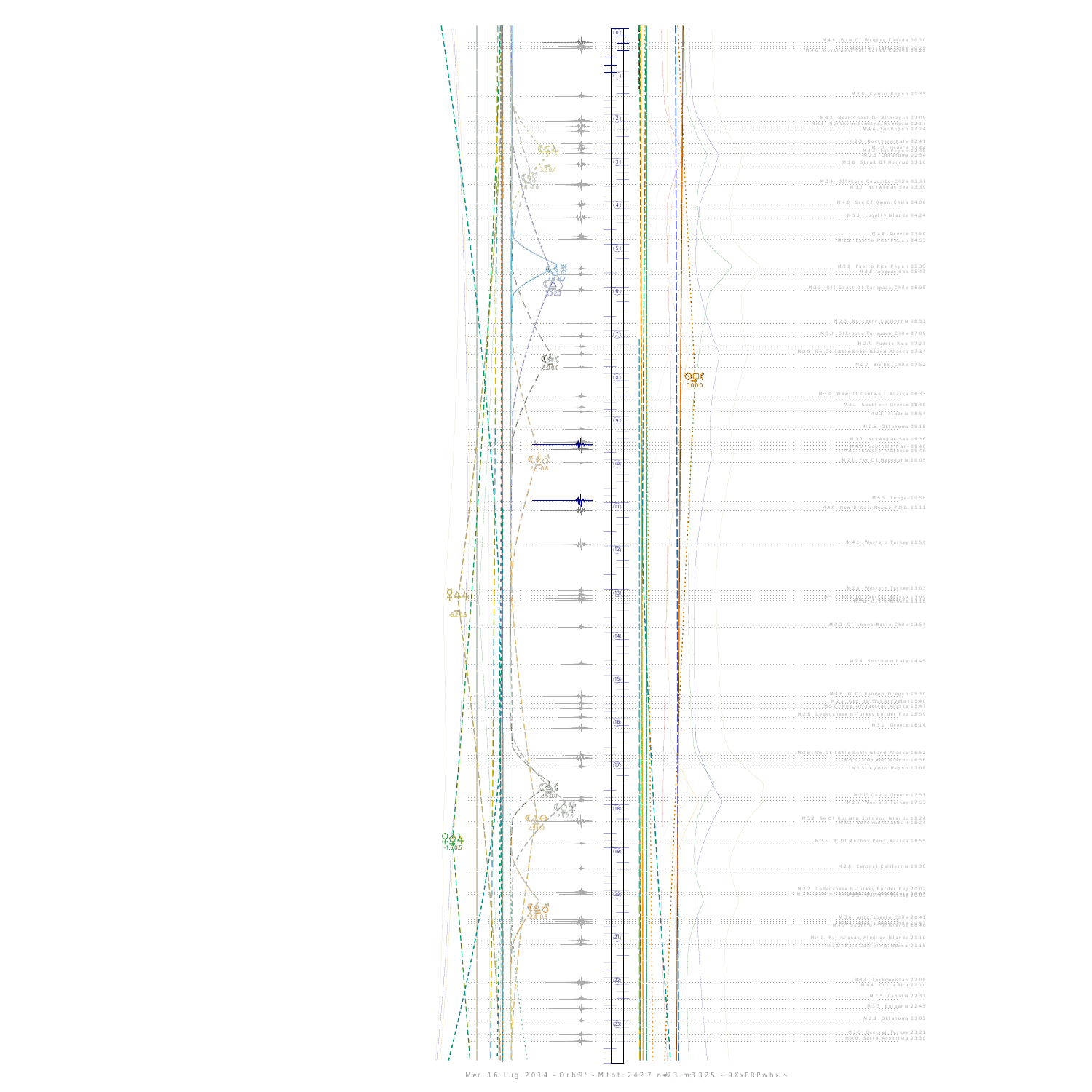M4.6 Wsw Of Wrigley Canada 00:30
M4.5 Northwest Territories Canada 00:36

M2.8 Cyprus Region 01:35

M4.3 Near Coast Of Nicaragua 02:09
M4.8 Northern Sumatra Indonesia 02:17
M4.4 Fiji Region 02:24
M2.3 Northern Italy 02:41
M2.5 Greece 02:46
M2.2 Fiji Region 02:48
M2.5 Oklahoma 02:54
M3.8 Strait Of Hormuz 03:10

M3.4 Offshore Coquimbo Chile 03:37
M3.7 Norwegian Sea 03:39

M4.0 Sse Of Dame Chile 04:06
M5.1 Loyalty Islands 04:24

M2.8 Greece 04:50
M2.5 Puerto Rico Region 04:53

M2.8 Puerto Rico Region 05:35
M2.5 Aegean Sea 05:43
M3.3 Off Coast Of Tarapaca Chile 06:05

M2.5 Northern California 06:51
M3.0 Offshore Tarapaca Chile 07:09
M2.7 Puerto Rico 07:23
M2.8 Sw Of Little Sitkin Island Alaska 07:34
M2.7 Bio-Bio Chile 07:52

M3.0 Wsw Of Cantwell Alaska 08:33
M2.1 Southern Greece 08:48
M2.1 Albania 08:54
M2.5 Oklahoma 09:18
M3.7 Norwegian Sea 09:36
M4.2 Southern Iran 09:40
M3.0 Southern Greece 09:46
M2.1 Fyr Of Macedonia 10:05

M6.5 Tonga 10:58
M4.8 New Britain Region P.N.G. 11:11

M4.1 Western Turkey 11:59

M2.6 Western Turkey 13:03
M3.7 Nnw Of Yakutat Alaska 13:09
M2.8 Crete Greece 13:16

M3.2 Offshore Maule Chile 13:54

M2.4 Southern Italy 14:45

M4.6 W Of Bandon Oregon 15:30
M2.8 George Dacket Valai 15:40
M3.0 Nnw Of Yakutat Alaska 15:47
M2.8 Dodecanese Is-Turkey Border Reg 15:59
M3.1 Greece 16:14

M2.5 Sw Of Little Sitkin Island Alaska 16:52
M5.2 Solomon Islands 16:56
M2.5 Cyprus Region 17:08

M2.1 Crete Greece 17:51
M2.5 Western Turkey 17:55

M5.2 Se Of Honiara Solomon Islands 18:24
M5.2 Solomon Islands 18:24

M2.5 W Of Anchor Point Alaska 18:55

M2.8 Central California 19:30

M2.7 Dodecanese Is-Turkey Border Reg 20:02
M2.8 Dodecanese Is-Turkey Border Reg 20:03

M3.6 Antofagasta Chile 20:41
M3.4 Antofagasta Chile 20:43
M2.4 Central California 20:46
M4.1 Rat Islands Aleutian Islands 21:10
M3.9 Baja California Mexico 21:15

M3.8 Turkmenistan 22:08
M4.4 Costa Rica 22:10
M2.5 Croatia 22:31
M3.3 Bulgaria 22:45
M2.8 Oklahoma 23:02
M2.8 Central Turkey 23:21
M4.0 Salta Argentina 23:30

Mer.16 Lug.2014 - Orb:9° - M.tot: 242.7 n#73 m3.325 -:9XxPRPwhx:-